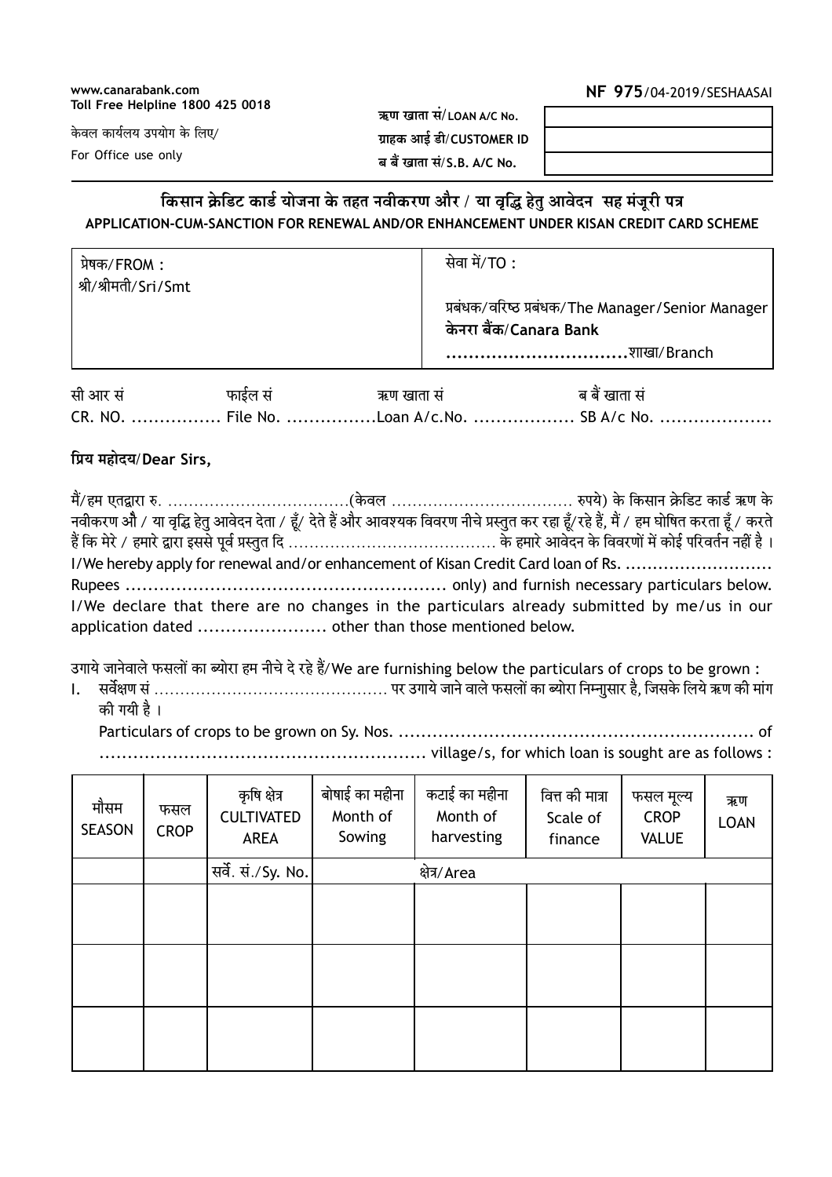www.canarabank.com
Toll Free Helpline 1800 425 0018

**NF 975**/04-2019/SESHAASAI

केवल कार्यालय उपयोग के लिए/
For Office use only

| | |
|---|---|
| **ऋण खाता सं/ LOAN A/C No.** | |
| **ग्राहक आई डी/CUSTOMER ID** | |
| **ब बैं खाता सं/S.B. A/C No.** | |

## किसान क्रेडिट कार्ड योजना के तहत नवीकरण और / या वृद्धि हेतु आवेदन सह मंजूरी पत्र
## APPLICATION-CUM-SANCTION FOR RENEWAL AND/OR ENHANCEMENT UNDER KISAN CREDIT CARD SCHEME

| प्रेषक/FROM :<br>श्री/श्रीमती/Sri/Smt | सेवा में/TO :<br><br>प्रबंधक/वरिष्ठ प्रबंधक/The Manager/Senior Manager<br>**केनरा बैंक/Canara Bank**<br>**...............................**शाखा/Branch |
|---|---|

सी आर सं फाईल सं ऋण खाता सं ब बैं खाता सं
CR. NO. ................ File No. ................Loan A/c.No. .................. SB A/c No. ....................

**प्रिय महोदय/Dear Sirs,**

मैं/हम एतद्वारा रु. ..................................(केवल .................................. रुपये) के किसान क्रेडिट कार्ड ऋण के नवीकरण औ / या वृद्धि हेतु आवेदन देता / हूँ/ देते हैं और आवश्यक विवरण नीचे प्रस्तुत कर रहा हूँ/रहे हैं, मैं / हम घोषित करता हूँ / करते हैं कि मेरे / हमारे द्वारा इससे पूर्व प्रस्तुत दि ....................................... के हमारे आवेदन के विवरणों में कोई परिवर्तन नहीं है ।
I/We hereby apply for renewal and/or enhancement of Kisan Credit Card loan of Rs. ..........................
Rupees ........................................................ only) and furnish necessary particulars below.
I/We declare that there are no changes in the particulars already submitted by me/us in our application dated ...................... other than those mentioned below.

उगाये जानेवाले फसलों का ब्योरा हम नीचे दे रहे हैं/We are furnishing below the particulars of crops to be grown :

I. सर्वेक्षण सं ............................................ पर उगाये जाने वाले फसलों का ब्योरा निम्नुसार है, जिसके लिये ऋण की मांग की गयी है ।
Particulars of crops to be grown on Sy. Nos. ................................................................ of
.......................................................... village/s, for which loan is sought are as follows :

| मौसम SEASON | फसल CROP | कृषि क्षेत्र CULTIVATED AREA | बोषाई का महीना Month of Sowing | कटाई का महीना Month of harvesting | वित्त की मात्रा Scale of finance | फसल मूल्य CROP VALUE | ऋण LOAN |
|---|---|---|---|---|---|---|---|
| | | सर्वे. सं./Sy. No. | क्षेत्र/Area | | | | |
| | | | | | | | |
| | | | | | | | |
| | | | | | | | |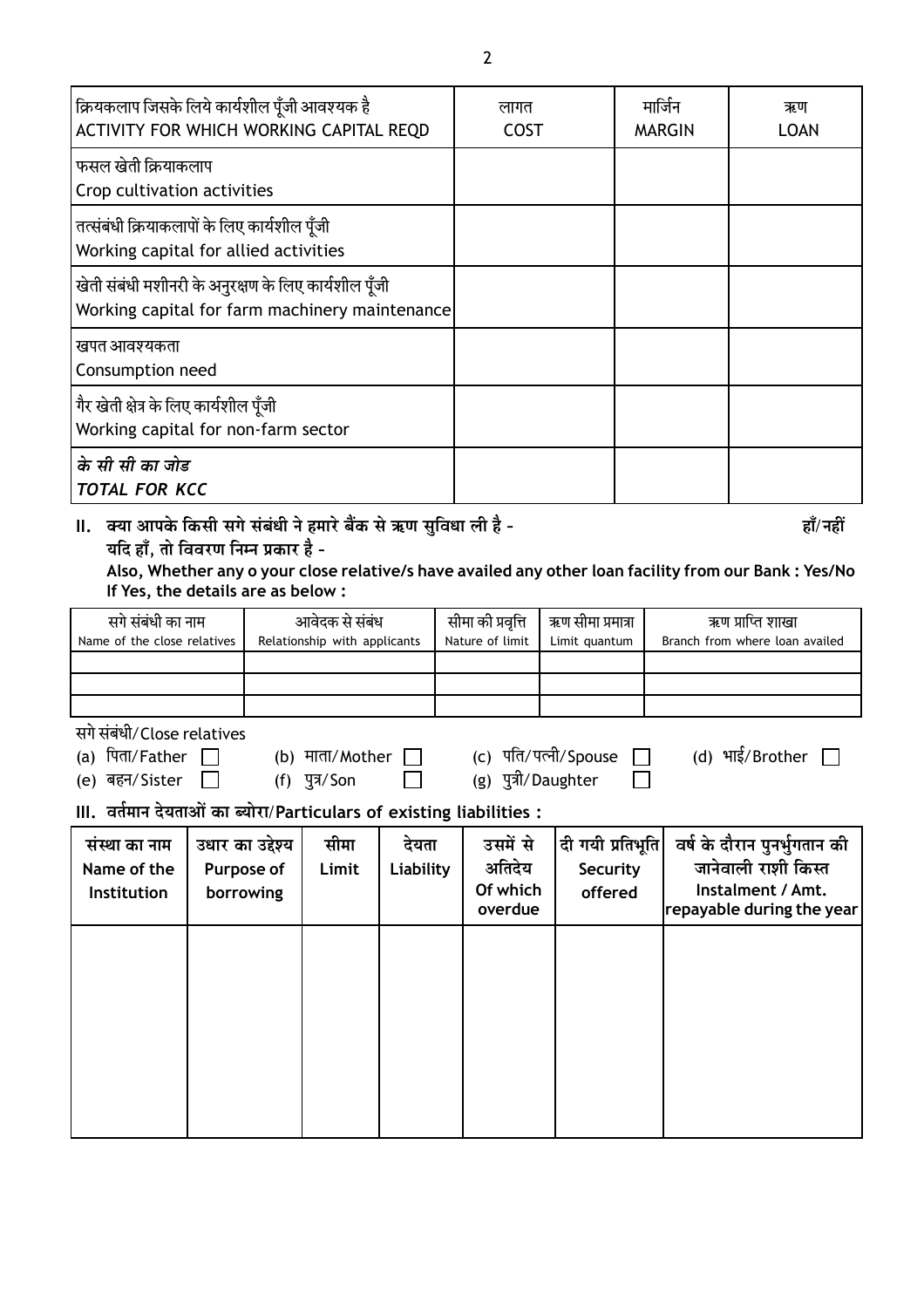| क्रियकलाप जिसके लिये कार्यशील पूँजी आवश्यक है<br>ACTIVITY FOR WHICH WORKING CAPITAL REQD | लागत<br>COST | मार्जिन<br>MARGIN | ऋण<br>LOAN |
|---|---|---|---|
| फसल खेती क्रियाकलाप<br>Crop cultivation activities | | | |
| तत्संबंधी क्रियाकलापों के लिए कार्यशील पूँजी<br>Working capital for allied activities | | | |
| खेती संबंधी मशीनरी के अनुरक्षण के लिए कार्यशील पूँजी<br>Working capital for farm machinery maintenance | | | |
| खपत आवश्यकता<br>Consumption need | | | |
| गैर खेती क्षेत्र के लिए कार्यशील पूँजी<br>Working capital for non-farm sector | | | |
| ***के सी सी का जोड***<br>***TOTAL FOR KCC*** | | | |

**II. क्या आपके किसी सगे संबंधी ने हमारे बैंक से ऋण सुविधा ली है - हाँ/नहीं**
**यदि हाँ, तो विवरण निम्न प्रकार है -**
**Also, Whether any o your close relative/s have availed any other loan facility from our Bank : Yes/No**
**If Yes, the details are as below :**

| सगे संबंधी का नाम<br>Name of the close relatives | आवेदक से संबंध<br>Relationship with applicants | सीमा की प्रवृत्ति<br>Nature of limit | ऋण सीमा प्रमात्रा<br>Limit quantum | ऋण प्राप्ति शाखा<br>Branch from where loan availed |
|---|---|---|---|---|
| | | | | |
| | | | | |
| | | | | |

सगे संबंधी/Close relatives

(a) पिता/Father ☐ (b) माता/Mother ☐ (c) पति/पत्नी/Spouse ☐ (d) भाई/Brother ☐
(e) बहन/Sister ☐ (f) पुत्र/Son ☐ (g) पुत्री/Daughter ☐

**III. वर्तमान देयताओं का ब्योरा/Particulars of existing liabilities :**

| संस्था का नाम<br>Name of the Institution | उधार का उद्देश्य<br>Purpose of borrowing | सीमा<br>Limit | देयता<br>Liability | उसमें से अतिदेय<br>Of which overdue | दी गयी प्रतिभूति<br>Security offered | वर्ष के दौरान पुनर्भुगतान की जानेवाली राशी किस्त<br>Instalment / Amt. repayable during the year |
|---|---|---|---|---|---|---|
| | | | | | | |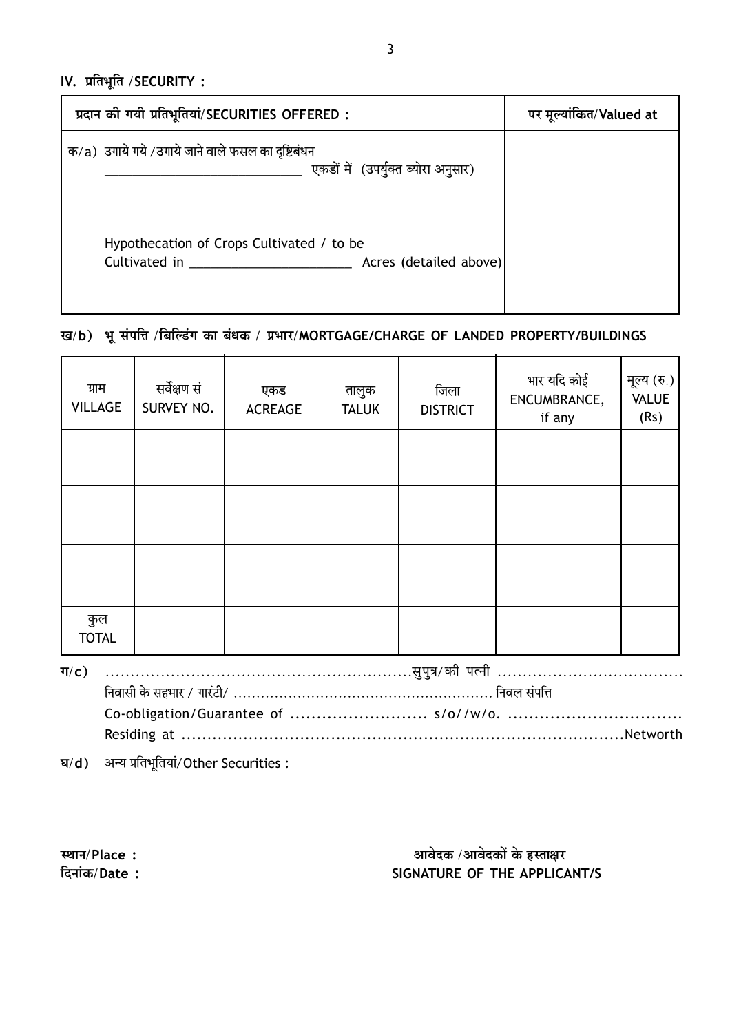## IV. प्रतिभूति /SECURITY :

| प्रदान की गयी प्रतिभूतियां/SECURITIES OFFERED : | पर मूल्यांकित/Valued at |
|---|---|
| क/a) उगाये गये /उगाये जाने वाले फसल का दृष्टिबंधन \_\_\_\_\_\_\_\_\_\_\_\_\_\_\_\_\_\_\_\_\_\_\_\_\_\_\_\_\_\_ एकडों में (उपर्युक्त ब्योरा अनुसार)<br><br>Hypothecation of Crops Cultivated / to be Cultivated in \_\_\_\_\_\_\_\_\_\_\_\_\_\_\_\_\_\_\_\_\_\_\_\_ Acres (detailed above) | |

**ख/b) भू संपत्ति /बिल्डिंग का बंधक / प्रभार/MORTGAGE/CHARGE OF LANDED PROPERTY/BUILDINGS**

| ग्राम VILLAGE | सर्वेक्षण सं SURVEY NO. | एकड ACREAGE | तालुक TALUK | जिला DISTRICT | भार यदि कोई ENCUMBRANCE, if any | मूल्य (रु.) VALUE (Rs) |
|---|---|---|---|---|---|---|
| | | | | | | |
| | | | | | | |
| | | | | | | |
| कुल TOTAL | | | | | | |

**ग/c)** ..............................................................सुपुत्र/की पत्नी ..................................... निवासी के सहभार / गारंटी/ ........................................................ निवल संपत्ति
Co-obligation/Guarantee of .......................... s/o//w/o. ................................. Residing at .....................................................................................Networth

**घ/d)** अन्य प्रतिभूतियां/Other Securities :

**स्थान/Place :**
**दिनांक/Date :**

**आवेदक /आवेदकों के हस्ताक्षर**
**SIGNATURE OF THE APPLICANT/S**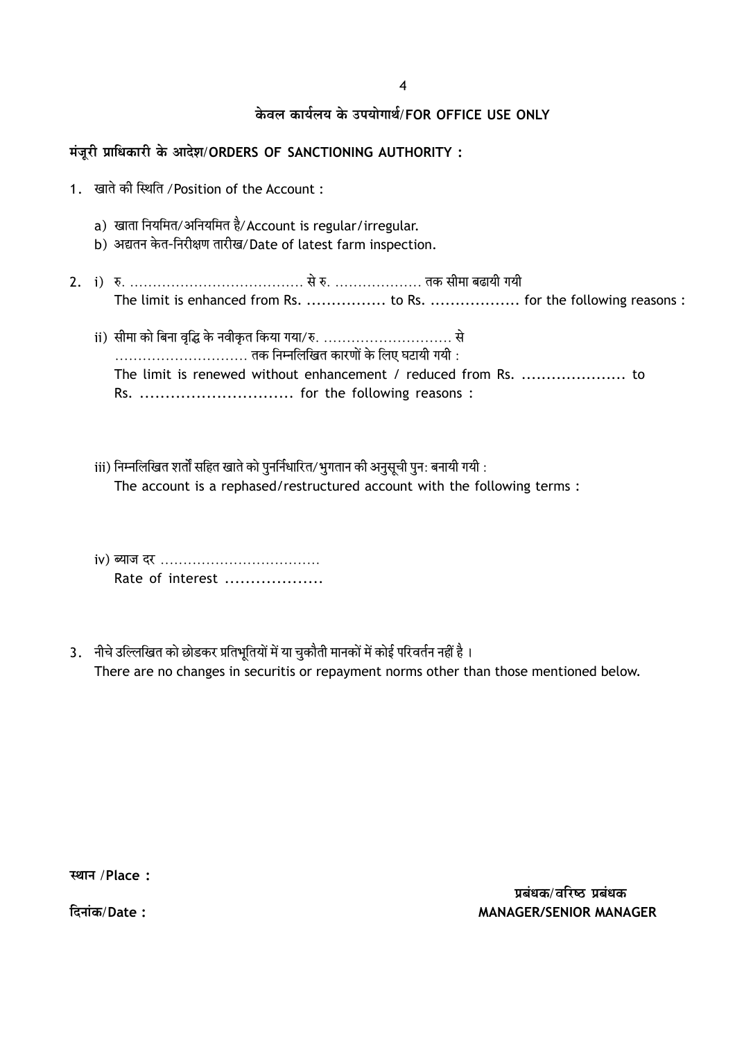## केवल कार्यालय के उपयोगार्थ/FOR OFFICE USE ONLY

**मंजूरी प्राधिकारी के आदेश/ORDERS OF SANCTIONING AUTHORITY :**

1. खाते की स्थिति /Position of the Account :

   a) खाता नियमित/अनियमित है/Account is regular/irregular.
   b) अद्यतन केत-निरीक्षण तारीख/Date of latest farm inspection.

2. i) रु. ...................................... से रु. ................... तक सीमा बढायी गयी
   The limit is enhanced from Rs. ................ to Rs. .................. for the following reasons :

   ii) सीमा को बिना वृद्धि के नवीकृत किया गया/रु. ............................ से ............................. तक निम्नलिखित कारणों के लिए घटायी गयी :
   The limit is renewed without enhancement / reduced from Rs. ..................... to Rs. .............................. for the following reasons :

   iii) निम्नलिखित शर्तों सहित खाते को पुनर्निधारित/भुगतान की अनुसूची पुन: बनायी गयी :
   The account is a rephased/restructured account with the following terms :

   iv) ब्याज दर ...................................
   Rate of interest ...................

3. नीचे उल्लिखित को छोडकर प्रतिभूतियों में या चुकौती मानकों में कोई परिवर्तन नहीं है ।
   There are no changes in securitis or repayment norms other than those mentioned below.

**स्थान /Place :**

**दिनांक/Date :**

**प्रबंधक/वरिष्ठ प्रबंधक**
**MANAGER/SENIOR MANAGER**